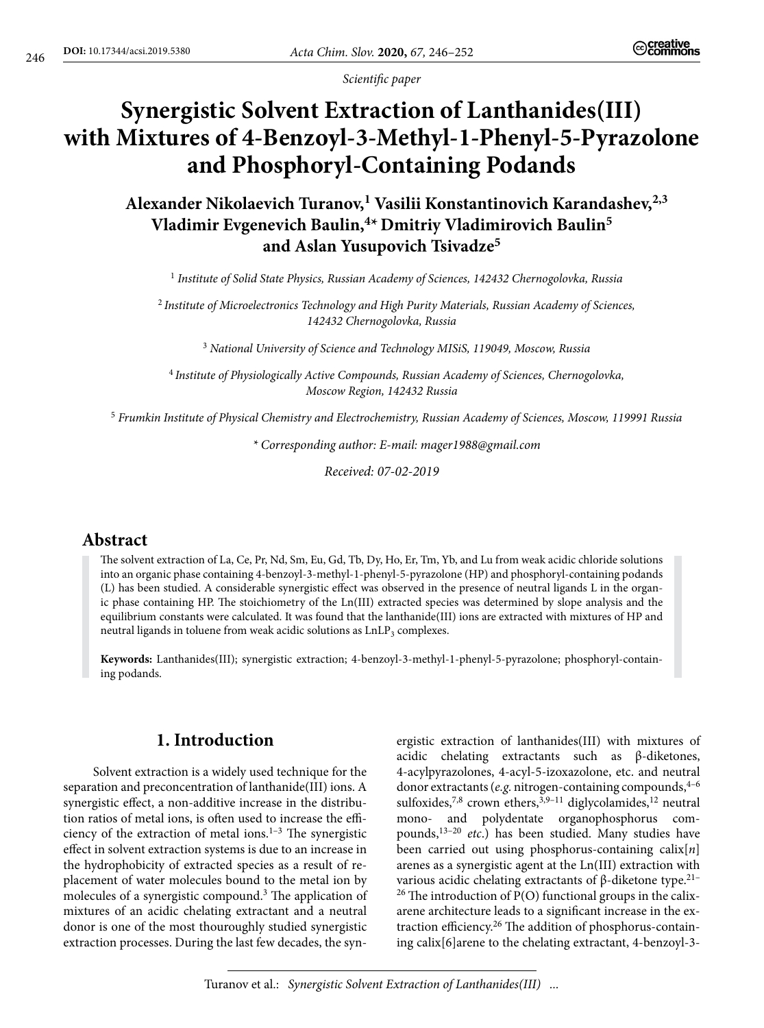*Scientific paper*

# Synergistic Solvent Extraction of Lanthanides(III) with Mixtures of 4-Benzoyl-3-Methyl-1-Phenyl-5-Pyrazolone and Phosphoryl-Containing Podands

**Alexander Nikolaevich Turanov,[1] Vasilii Konstantinovich Karandashev,[2,3] Vladimir Evgenevich Baulin,[4*] Dmitriy Vladimirovich Baulin[5] and Aslan Yusupovich Tsivadze[5]**

[1] *Institute of Solid State Physics, Russian Academy of Sciences, 142432 Chernogolovka, Russia*

[2] *Institute of Microelectronics Technology and High Purity Materials, Russian Academy of Sciences, 142432 Chernogolovka, Russia*

[3] *National University of Science and Technology MISiS, 119049, Moscow, Russia*

[4] *Institute of Physiologically Active Compounds, Russian Academy of Sciences, Chernogolovka, Moscow Region, 142432 Russia*

[5] *Frumkin Institute of Physical Chemistry and Electrochemistry, Russian Academy of Sciences, Moscow, 119991 Russia*

*\* Corresponding author: E-mail: mager1988@gmail.com*

*Received: 07-02-2019*

## Abstract

The solvent extraction of La, Ce, Pr, Nd, Sm, Eu, Gd, Tb, Dy, Ho, Er, Tm, Yb, and Lu from weak acidic chloride solutions into an organic phase containing 4-benzoyl-3-methyl-1-phenyl-5-pyrazolone (HP) and phosphoryl-containing podands (L) has been studied. A considerable synergistic effect was observed in the presence of neutral ligands L in the organic phase containing HP. The stoichiometry of the Ln(III) extracted species was determined by slope analysis and the equilibrium constants were calculated. It was found that the lanthanide(III) ions are extracted with mixtures of HP and neutral ligands in toluene from weak acidic solutions as $LnLP_3$ complexes.

**Keywords:** Lanthanides(III); synergistic extraction; 4-benzoyl-3-methyl-1-phenyl-5-pyrazolone; phosphoryl-containing podands.

## 1. Introduction

Solvent extraction is a widely used technique for the separation and preconcentration of lanthanide(III) ions. A synergistic effect, a non-additive increase in the distribution ratios of metal ions, is often used to increase the efficiency of the extraction of metal ions.[1–3] The synergistic effect in solvent extraction systems is due to an increase in the hydrophobicity of extracted species as a result of replacement of water molecules bound to the metal ion by molecules of a synergistic compound.[3] The application of mixtures of an acidic chelating extractant and a neutral donor is one of the most thouroughly studied synergistic extraction processes. During the last few decades, the synergistic extraction of lanthanides(III) with mixtures of acidic chelating extractants such as β-diketones, 4-acylpyrazolones, 4-acyl-5-izoxazolone, etc. and neutral donor extractants (*e.g.* nitrogen-containing compounds,[4–6] sulfoxides,[7,8] crown ethers,[3,9–11] diglycolamides,[12] neutral mono- and polydentate organophosphorus compounds,[13–20] *etc.*) has been studied. Many studies have been carried out using phosphorus-containing calix[*n*] arenes as a synergistic agent at the Ln(III) extraction with various acidic chelating extractants of β-diketone type.[21–26] The introduction of P(O) functional groups in the calixarene architecture leads to a significant increase in the extraction efficiency.[26] The addition of phosphorus-containing calix[6]arene to the chelating extractant, 4-benzoyl-3-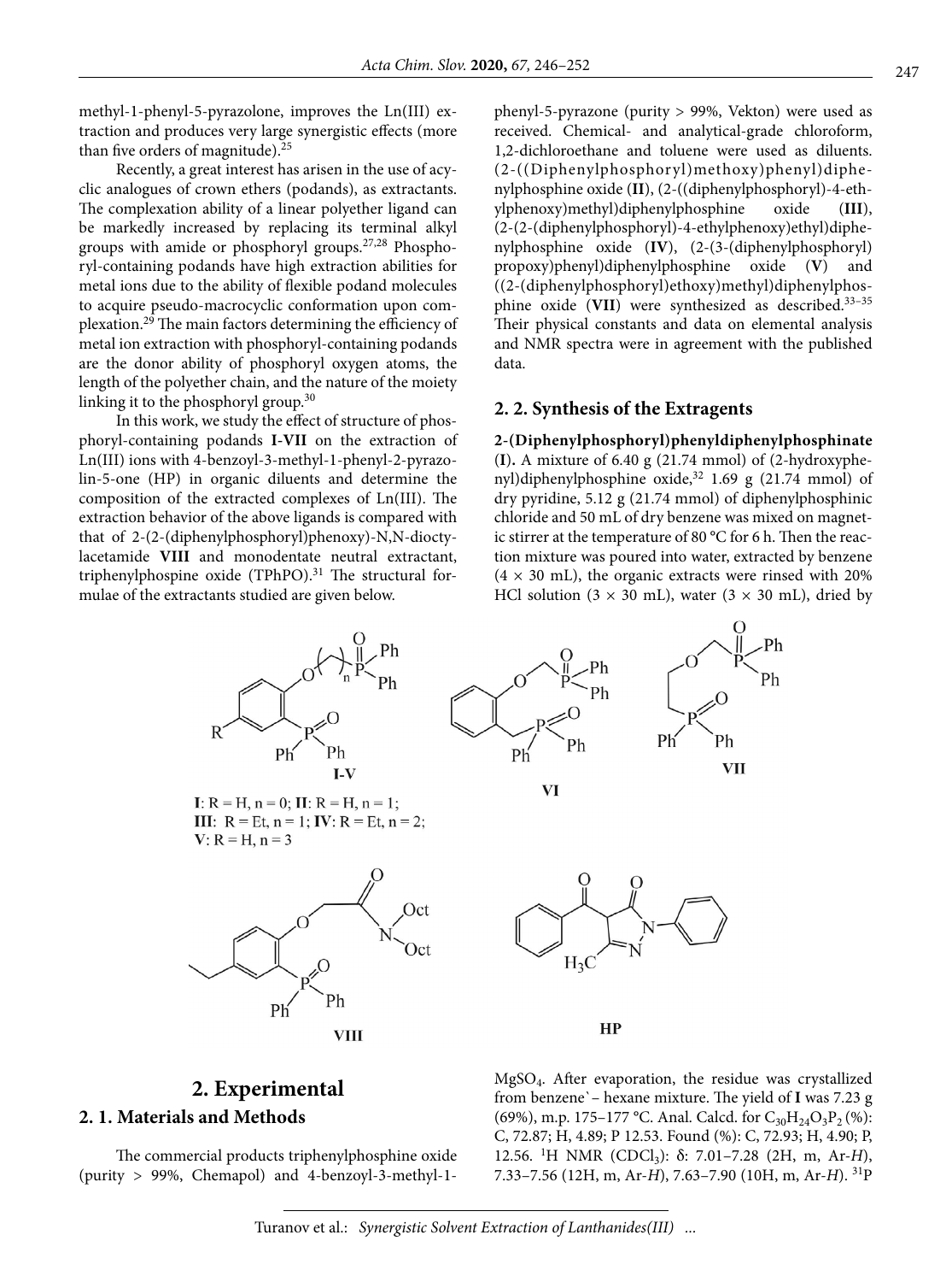methyl-1-phenyl-5-pyrazolone, improves the Ln(III) extraction and produces very large synergistic effects (more than five orders of magnitude).[25]

Recently, a great interest has arisen in the use of acyclic analogues of crown ethers (podands), as extractants. The complexation ability of a linear polyether ligand can be markedly increased by replacing its terminal alkyl groups with amide or phosphoryl groups.[27,28] Phosphoryl-containing podands have high extraction abilities for metal ions due to the ability of flexible podand molecules to acquire pseudo-macrocyclic conformation upon complexation.[29] The main factors determining the efficiency of metal ion extraction with phosphoryl-containing podands are the donor ability of phosphoryl oxygen atoms, the length of the polyether chain, and the nature of the moiety linking it to the phosphoryl group.[30]

In this work, we study the effect of structure of phosphoryl-containing podands **I-VII** on the extraction of Ln(III) ions with 4-benzoyl-3-methyl-1-phenyl-2-pyrazolin-5-one (HP) in organic diluents and determine the composition of the extracted complexes of Ln(III). The extraction behavior of the above ligands is compared with that of 2-(2-(diphenylphosphoryl)phenoxy)-N,N-dioctylacetamide **VIII** and monodentate neutral extractant, triphenylphospine oxide (TPhPO).[31] The structural formulae of the extractants studied are given below.

**I**: R = H, n = 0; **II**: R = H, n = 1;
**III**: R = Et, n = 1; **IV**: R = Et, n = 2;
**V**: R = H, n = 3

## 2. Experimental

### 2. 1. Materials and Methods

The commercial products triphenylphosphine oxide (purity > 99%, Chemapol) and 4-benzoyl-3-methyl-1-phenyl-5-pyrazone (purity > 99%, Vekton) were used as received. Chemical- and analytical-grade chloroform, 1,2-dichloroethane and toluene were used as diluents. (2-((Diphenylphosphoryl)methoxy)phenyl)diphenylphosphine oxide (**II**), (2-((diphenylphosphoryl)-4-ethylphenoxy)methyl)diphenylphosphine oxide (**III**), (2-(2-(diphenylphosphoryl)-4-ethylphenoxy)ethyl)diphenylphosphine oxide (**IV**), (2-(3-(diphenylphosphoryl)propoxy)phenyl)diphenylphosphine oxide (**V**) and ((2-(diphenylphosphoryl)ethoxy)methyl)diphenylphosphine oxide (**VII**) were synthesized as described.[33–35] Their physical constants and data on elemental analysis and NMR spectra were in agreement with the published data.

### 2. 2. Synthesis of the Extragents

**2-(Diphenylphosphoryl)phenyldiphenylphosphinate (I).** A mixture of 6.40 g (21.74 mmol) of (2-hydroxyphenyl)diphenylphosphine oxide,[32] 1.69 g (21.74 mmol) of dry pyridine, 5.12 g (21.74 mmol) of diphenylphosphinic chloride and 50 mL of dry benzene was mixed on magnetic stirrer at the temperature of 80 °C for 6 h. Then the reaction mixture was poured into water, extracted by benzene (4 × 30 mL), the organic extracts were rinsed with 20% HCl solution (3 × 30 mL), water (3 × 30 mL), dried by $MgSO_4$. After evaporation, the residue was crystallized from benzene`– hexane mixture. The yield of **I** was 7.23 g (69%), m.p. 175–177 °C. Anal. Calcd. for $C_{30}H_{24}O_3P_2$ (%): C, 72.87; H, 4.89; P 12.53. Found (%): C, 72.93; H, 4.90; P, 12.56. $^1$H NMR ($CDCl_3$): δ: 7.01–7.28 (2H, m, Ar-*H*), 7.33–7.56 (12H, m, Ar-*H*), 7.63–7.90 (10H, m, Ar-*H*). $^{31}$P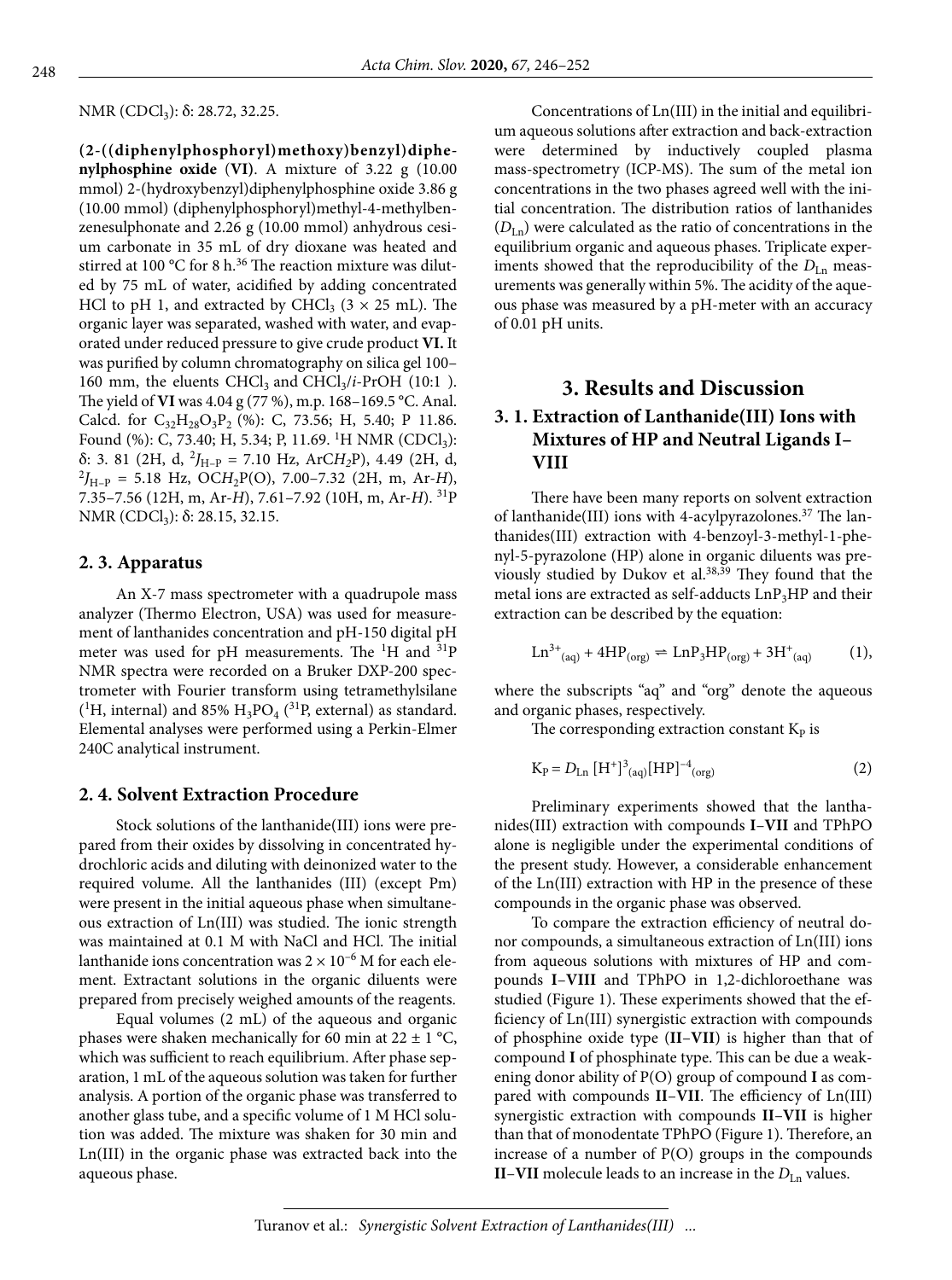NMR ($CDCl_3$): δ: 28.72, 32.25.

**(2-((diphenylphosphoryl)methoxy)benzyl)diphenylphosphine oxide (VI)**. A mixture of 3.22 g (10.00 mmol) 2-(hydroxybenzyl)diphenylphosphine oxide 3.86 g (10.00 mmol) (diphenylphosphoryl)methyl-4-methylbenzenesulphonate and 2.26 g (10.00 mmol) anhydrous cesium carbonate in 35 mL of dry dioxane was heated and stirred at 100 °C for 8 h.[36] The reaction mixture was diluted by 75 mL of water, acidified by adding concentrated HCl to pH 1, and extracted by $CHCl_3$ (3 × 25 mL). The organic layer was separated, washed with water, and evaporated under reduced pressure to give crude product **VI.** It was purified by column chromatography on silica gel 100–160 mm, the eluents $CHCl_3$ and $CHCl_3$/*i*-PrOH (10:1 ). The yield of **VI** was 4.04 g (77 %), m.p. 168–169.5 °C. Anal. Calcd. for $C_{32}H_{28}O_3P_2$ (%): C, 73.56; H, 5.40; P 11.86. Found (%): C, 73.40; H, 5.34; P, 11.69. $^1$H NMR ($CDCl_3$): δ: 3. 81 (2H, d, $^2J_{H-P}$ = 7.10 Hz, ArC$H_2$P), 4.49 (2H, d, $^2J_{H-P}$ = 5.18 Hz, OC$H_2$P(O), 7.00–7.32 (2H, m, Ar-*H*), 7.35–7.56 (12H, m, Ar-*H*), 7.61–7.92 (10H, m, Ar-*H*). $^{31}$P NMR ($CDCl_3$): δ: 28.15, 32.15.

## 2. 3. Apparatus

An X-7 mass spectrometer with a quadrupole mass analyzer (Thermo Electron, USA) was used for measurement of lanthanides concentration and pH-150 digital pH meter was used for pH measurements. The $^1$H and $^{31}$P NMR spectra were recorded on a Bruker DXP-200 spectrometer with Fourier transform using tetramethylsilane ($^1$H, internal) and 85% $H_3PO_4$ ($^{31}$P, external) as standard. Elemental analyses were performed using a Perkin-Elmer 240C analytical instrument.

## 2. 4. Solvent Extraction Procedure

Stock solutions of the lanthanide(III) ions were prepared from their oxides by dissolving in concentrated hydrochloric acids and diluting with deinonized water to the required volume. All the lanthanides (III) (except Pm) were present in the initial aqueous phase when simultaneous extraction of Ln(III) was studied. The ionic strength was maintained at 0.1 M with NaCl and HCl. The initial lanthanide ions concentration was $2 \times 10^{-6}$ M for each element. Extractant solutions in the organic diluents were prepared from precisely weighed amounts of the reagents.

Equal volumes (2 mL) of the aqueous and organic phases were shaken mechanically for 60 min at 22 ± 1 °C, which was sufficient to reach equilibrium. After phase separation, 1 mL of the aqueous solution was taken for further analysis. A portion of the organic phase was transferred to another glass tube, and a specific volume of 1 M HCl solution was added. The mixture was shaken for 30 min and Ln(III) in the organic phase was extracted back into the aqueous phase.

Concentrations of Ln(III) in the initial and equilibrium aqueous solutions after extraction and back-extraction were determined by inductively coupled plasma mass-spectrometry (ICP-MS). The sum of the metal ion concentrations in the two phases agreed well with the initial concentration. The distribution ratios of lanthanides ($D_{Ln}$) were calculated as the ratio of concentrations in the equilibrium organic and aqueous phases. Triplicate experiments showed that the reproducibility of the $D_{Ln}$ measurements was generally within 5%. The acidity of the aqueous phase was measured by a pH-meter with an accuracy of 0.01 pH units.

# 3. Results and Discussion

## 3. 1. Extraction of Lanthanide(III) Ions with Mixtures of HP and Neutral Ligands I–VIII

There have been many reports on solvent extraction of lanthanide(III) ions with 4-acylpyrazolones.[37] The lanthanides(III) extraction with 4-benzoyl-3-methyl-1-phenyl-5-pyrazolone (HP) alone in organic diluents was previously studied by Dukov et al.[38,39] They found that the metal ions are extracted as self-adducts $LnP_3HP$ and their extraction can be described by the equation:

$$Ln^{3+}_{(aq)} + 4HP_{(org)} \rightleftharpoons LnP_3HP_{(org)} + 3H^+_{(aq)} \quad (1),$$

where the subscripts "aq" and "org" denote the aqueous and organic phases, respectively.

The corresponding extraction constant $K_P$ is

$$K_P = D_{Ln}\,[H^+]^3_{(aq)}[HP]^{-4}_{(org)} \quad (2)$$

Preliminary experiments showed that the lanthanides(III) extraction with compounds **I**–**VII** and TPhPO alone is negligible under the experimental conditions of the present study. However, a considerable enhancement of the Ln(III) extraction with HP in the presence of these compounds in the organic phase was observed.

To compare the extraction efficiency of neutral donor compounds, a simultaneous extraction of Ln(III) ions from aqueous solutions with mixtures of HP and compounds **I**–**VIII** and TPhPO in 1,2-dichloroethane was studied (Figure 1). These experiments showed that the efficiency of Ln(III) synergistic extraction with compounds of phosphine oxide type (**II**–**VII**) is higher than that of compound **I** of phosphinate type. This can be due a weakening donor ability of P(O) group of compound **I** as compared with compounds **II**–**VII**. The efficiency of Ln(III) synergistic extraction with compounds **II**–**VII** is higher than that of monodentate TPhPO (Figure 1). Therefore, an increase of a number of P(O) groups in the compounds **II**–**VII** molecule leads to an increase in the $D_{Ln}$ values.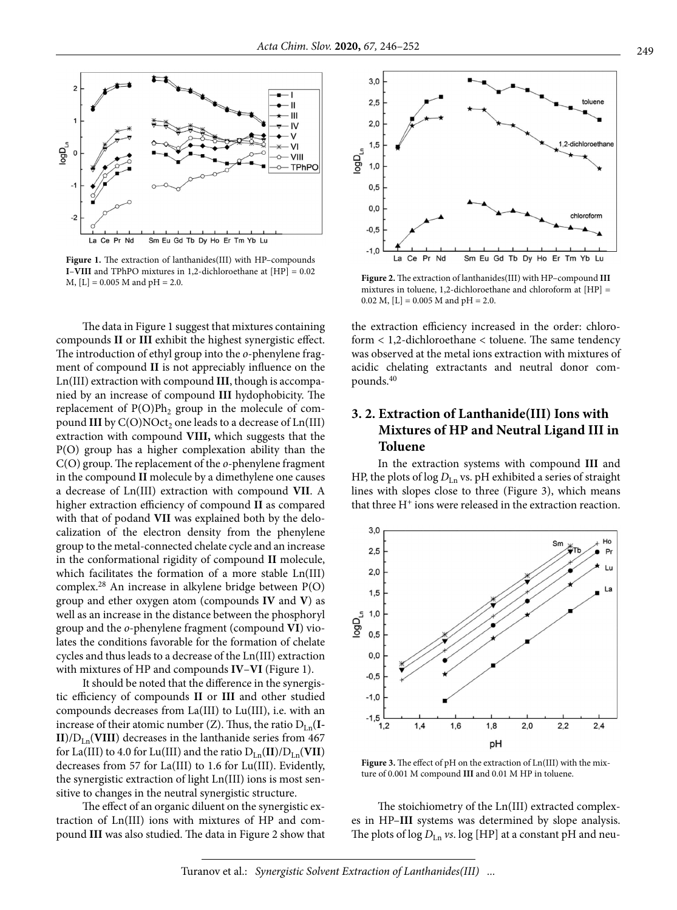**Figure 1.** The extraction of lanthanides(III) with HP–compounds **I**–**VIII** and TPhPO mixtures in 1,2-dichloroethane at [HP] = 0.02 M, [L] = 0.005 M and pH = 2.0.

**Figure 2.** The extraction of lanthanides(III) with HP–compound **III** mixtures in toluene, 1,2-dichloroethane and chloroform at [HP] = 0.02 M, [L] = 0.005 M and pH = 2.0.

The data in Figure 1 suggest that mixtures containing compounds **II** or **III** exhibit the highest synergistic effect. The introduction of ethyl group into the *o*-phenylene fragment of compound **II** is not appreciably influence on the Ln(III) extraction with compound **III**, though is accompanied by an increase of compound **III** hydophobicity. The replacement of $P(O)Ph_2$ group in the molecule of compound **III** by $C(O)NOct_2$ one leads to a decrease of Ln(III) extraction with compound **VIII,** which suggests that the P(O) group has a higher complexation ability than the C(O) group. The replacement of the *o*-phenylene fragment in the compound **II** molecule by a dimethylene one causes a decrease of Ln(III) extraction with compound **VII**. A higher extraction efficiency of compound **II** as compared with that of podand **VII** was explained both by the delocalization of the electron density from the phenylene group to the metal-connected chelate cycle and an increase in the conformational rigidity of compound **II** molecule, which facilitates the formation of a more stable Ln(III) complex.[28] An increase in alkylene bridge between P(O) group and ether oxygen atom (compounds **IV** and **V**) as well as an increase in the distance between the phosphoryl group and the *o*-phenylene fragment (compound **VI**) violates the conditions favorable for the formation of chelate cycles and thus leads to a decrease of the Ln(III) extraction with mixtures of HP and compounds **IV**–**VI** (Figure 1).

It should be noted that the difference in the synergistic efficiency of compounds **II** or **III** and other studied compounds decreases from La(III) to Lu(III), i.e. with an increase of their atomic number (Z). Thus, the ratio $D_{Ln}$(**I-II**)/$D_{Ln}$(**VIII**) decreases in the lanthanide series from 467 for La(III) to 4.0 for Lu(III) and the ratio $D_{Ln}$(**II**)/$D_{Ln}$(**VII**) decreases from 57 for La(III) to 1.6 for Lu(III). Evidently, the synergistic extraction of light Ln(III) ions is most sensitive to changes in the neutral synergistic structure.

The effect of an organic diluent on the synergistic extraction of Ln(III) ions with mixtures of HP and compound **III** was also studied. The data in Figure 2 show that the extraction efficiency increased in the order: chloroform < 1,2-dichloroethane < toluene. The same tendency was observed at the metal ions extraction with mixtures of acidic chelating extractants and neutral donor compounds.[40]

## 3. 2. Extraction of Lanthanide(III) Ions with Mixtures of HP and Neutral Ligand III in Toluene

In the extraction systems with compound **III** and HP, the plots of log $D_{Ln}$ vs. pH exhibited a series of straight lines with slopes close to three (Figure 3), which means that three $H^+$ ions were released in the extraction reaction.

**Figure 3.** The effect of pH on the extraction of Ln(III) with the mixture of 0.001 M compound **III** and 0.01 M HP in toluene.

The stoichiometry of the Ln(III) extracted complexes in HP–**III** systems was determined by slope analysis. The plots of log $D_{Ln}$ *vs*. log [HP] at a constant pH and neu-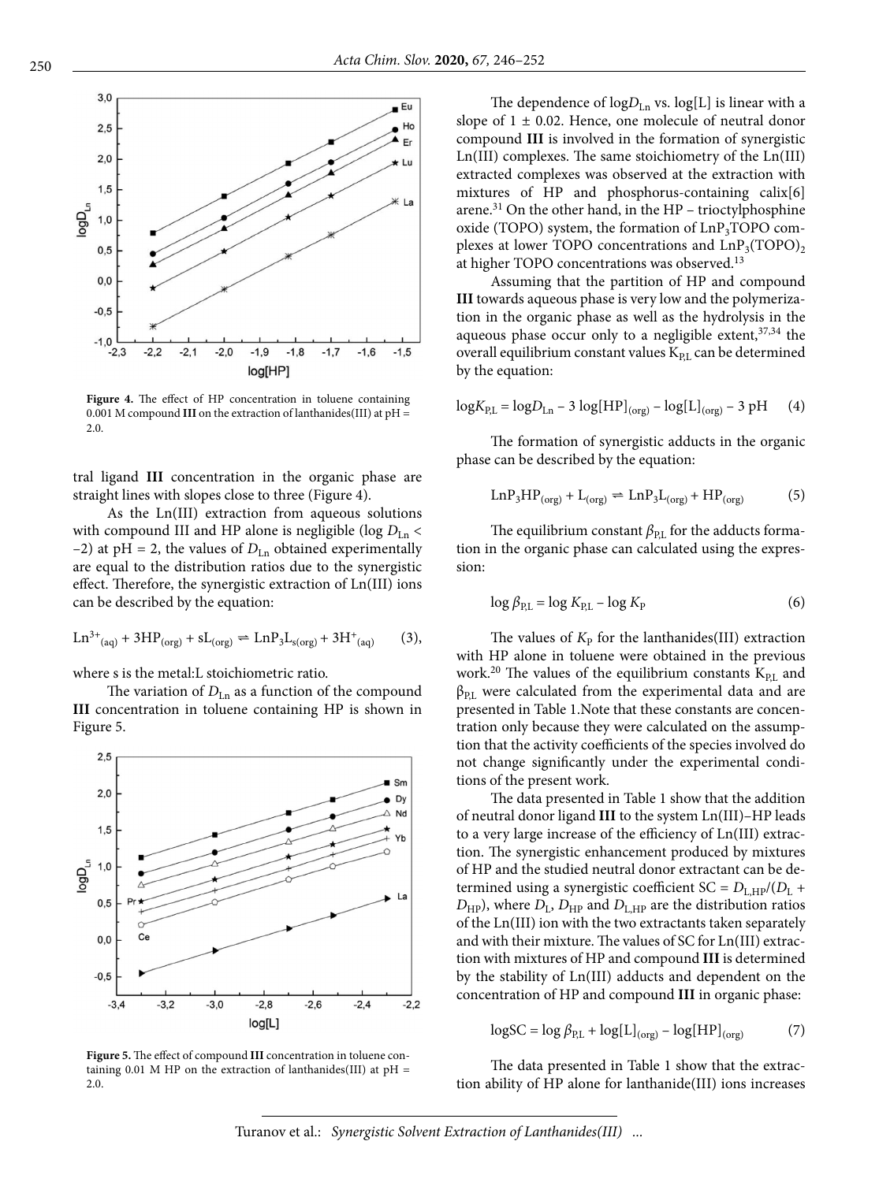**Figure 4.** The effect of HP concentration in toluene containing 0.001 M compound **III** on the extraction of lanthanides(III) at pH = 2.0.

tral ligand **III** concentration in the organic phase are straight lines with slopes close to three (Figure 4).

As the Ln(III) extraction from aqueous solutions with compound III and HP alone is negligible ($\log D_{Ln} < -2$) at pH = 2, the values of $D_{Ln}$ obtained experimentally are equal to the distribution ratios due to the synergistic effect. Therefore, the synergistic extraction of Ln(III) ions can be described by the equation:

$$Ln^{3+}_{(aq)} + 3HP_{(org)} + sL_{(org)} \rightleftharpoons LnP_3L_{s(org)} + 3H^+_{(aq)} \quad (3),$$

where s is the metal:L stoichiometric ratio.

The variation of $D_{Ln}$ as a function of the compound **III** concentration in toluene containing HP is shown in Figure 5.

**Figure 5.** The effect of compound **III** concentration in toluene containing 0.01 M HP on the extraction of lanthanides(III) at pH = 2.0.

The dependence of $\log D_{Ln}$ vs. log[L] is linear with a slope of 1 ± 0.02. Hence, one molecule of neutral donor compound **III** is involved in the formation of synergistic Ln(III) complexes. The same stoichiometry of the Ln(III) extracted complexes was observed at the extraction with mixtures of HP and phosphorus-containing calix[6] arene.[31] On the other hand, in the HP – trioctylphosphine oxide (TOPO) system, the formation of $LnP_3TOPO$ complexes at lower TOPO concentrations and $LnP_3(TOPO)_2$ at higher TOPO concentrations was observed.[13]

Assuming that the partition of HP and compound **III** towards aqueous phase is very low and the polymerization in the organic phase as well as the hydrolysis in the aqueous phase occur only to a negligible extent,[37,34] the overall equilibrium constant values $K_{P,L}$ can be determined by the equation:

$$\log K_{P,L} = \log D_{Ln} - 3 \log[HP]_{(org)} - \log[L]_{(org)} - 3 \text{ pH} \quad (4)$$

The formation of synergistic adducts in the organic phase can be described by the equation:

$$LnP_3HP_{(org)} + L_{(org)} \rightleftharpoons LnP_3L_{(org)} + HP_{(org)} \quad (5)$$

The equilibrium constant $\beta_{P,L}$ for the adducts formation in the organic phase can calculated using the expression:

$$\log \beta_{P,L} = \log K_{P,L} - \log K_P \quad (6)$$

The values of $K_P$ for the lanthanides(III) extraction with HP alone in toluene were obtained in the previous work.[20] The values of the equilibrium constants $K_{P,L}$ and $\beta_{P,L}$ were calculated from the experimental data and are presented in Table 1.Note that these constants are concentration only because they were calculated on the assumption that the activity coefficients of the species involved do not change significantly under the experimental conditions of the present work.

The data presented in Table 1 show that the addition of neutral donor ligand **III** to the system Ln(III)–HP leads to a very large increase of the efficiency of Ln(III) extraction. The synergistic enhancement produced by mixtures of HP and the studied neutral donor extractant can be determined using a synergistic coefficient SC = $D_{L,HP}/(D_L + D_{HP})$, where $D_L$, $D_{HP}$ and $D_{L,HP}$ are the distribution ratios of the Ln(III) ion with the two extractants taken separately and with their mixture. The values of SC for Ln(III) extraction with mixtures of HP and compound **III** is determined by the stability of Ln(III) adducts and dependent on the concentration of HP and compound **III** in organic phase:

$$\log SC = \log \beta_{P,L} + \log[L]_{(org)} - \log[HP]_{(org)} \quad (7)$$

The data presented in Table 1 show that the extraction ability of HP alone for lanthanide(III) ions increases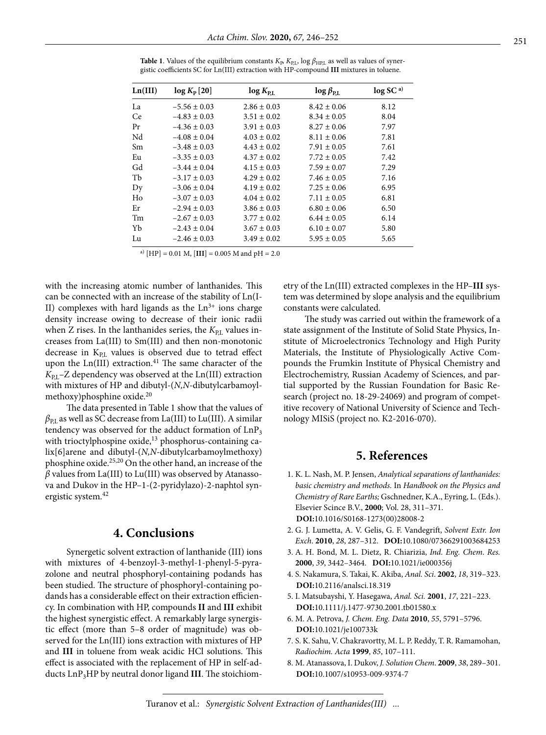**Table 1**. Values of the equilibrium constants $K_P$, $K_{P,L}$, log $\beta_{HP,L}$ as well as values of synergistic coefficients SC for Ln(III) extraction with HP-compound **III** mixtures in toluene.

| Ln(III) | log $K_P$ [20] | log $K_{P,L}$ | log $\beta_{P,L}$ | log SC [a)] |
|---|---|---|---|---|
| La | −5.56 ± 0.03 | 2.86 ± 0.03 | 8.42 ± 0.06 | 8.12 |
| Ce | −4.83 ± 0.03 | 3.51 ± 0.02 | 8.34 ± 0.05 | 8.04 |
| Pr | −4.36 ± 0.03 | 3.91 ± 0.03 | 8.27 ± 0.06 | 7.97 |
| Nd | −4.08 ± 0.04 | 4.03 ± 0.02 | 8.11 ± 0.06 | 7.81 |
| Sm | −3.48 ± 0.03 | 4.43 ± 0.02 | 7.91 ± 0.05 | 7.61 |
| Eu | −3.35 ± 0.03 | 4.37 ± 0.02 | 7.72 ± 0.05 | 7.42 |
| Gd | −3.44 ± 0.04 | 4.15 ± 0.03 | 7.59 ± 0.07 | 7.29 |
| Tb | −3.17 ± 0.03 | 4.29 ± 0.02 | 7.46 ± 0.05 | 7.16 |
| Dy | −3.06 ± 0.04 | 4.19 ± 0.02 | 7.25 ± 0.06 | 6.95 |
| Ho | −3.07 ± 0.03 | 4.04 ± 0.02 | 7.11 ± 0.05 | 6.81 |
| Er | −2.94 ± 0.03 | 3.86 ± 0.03 | 6.80 ± 0.06 | 6.50 |
| Tm | −2.67 ± 0.03 | 3.77 ± 0.02 | 6.44 ± 0.05 | 6.14 |
| Yb | −2.43 ± 0.04 | 3.67 ± 0.03 | 6.10 ± 0.07 | 5.80 |
| Lu | −2.46 ± 0.03 | 3.49 ± 0.02 | 5.95 ± 0.05 | 5.65 |

[a)] [HP] = 0.01 M, [**III**] = 0.005 M and pH = 2.0

with the increasing atomic number of lanthanides. This can be connected with an increase of the stability of Ln(III) complexes with hard ligands as the $Ln^{3+}$ ions charge density increase owing to decrease of their ionic radii when Z rises. In the lanthanides series, the $K_{P,L}$ values increases from La(III) to Sm(III) and then non-monotonic decrease in $K_{P,L}$ values is observed due to tetrad effect upon the Ln(III) extraction.[41] The same character of the $K_{P,L}$–Z dependency was observed at the Ln(III) extraction with mixtures of HP and dibutyl-(*N,N*-dibutylcarbamoylmethoxy)phosphine oxide.[20]

The data presented in Table 1 show that the values of $\beta_{P,L}$ as well as SC decrease from La(III) to Lu(III). A similar tendency was observed for the adduct formation of $LnP_3$ with trioctylphospine oxide,[13] phosphorus-containing calix[6]arene and dibutyl-(*N,N*-dibutylcarbamoylmethoxy) phosphine oxide.[25,20] On the other hand, an increase of the $\beta$ values from La(III) to Lu(III) was observed by Atanassova and Dukov in the HP–1-(2-pyridylazo)-2-naphtol synergistic system.[42]

## 4. Conclusions

Synergetic solvent extraction of lanthanide (III) ions with mixtures of 4-benzoyl-3-methyl-1-phenyl-5-pyrazolone and neutral phosphoryl-containing podands has been studied. The structure of phosphoryl-containing podands has a considerable effect on their extraction efficiency. In combination with HP, compounds **II** and **III** exhibit the highest synergistic effect. A remarkably large synergistic effect (more than 5–8 order of magnitude) was observed for the Ln(III) ions extraction with mixtures of HP and **III** in toluene from weak acidic HCl solutions. This effect is associated with the replacement of HP in self-adducts $LnP_3HP$ by neutral donor ligand **III**. The stoichiometry of the Ln(III) extracted complexes in the HP–**III** system was determined by slope analysis and the equilibrium constants were calculated.

The study was carried out within the framework of a state assignment of the Institute of Solid State Physics, Institute of Microelectronics Technology and High Purity Materials, the Institute of Physiologically Active Compounds the Frumkin Institute of Physical Chemistry and Electrochemistry, Russian Academy of Sciences, and partial supported by the Russian Foundation for Basic Research (project no. 18-29-24069) and program of competitive recovery of National University of Science and Technology MISiS (project no. K2-2016-070).

## 5. References

1. K. L. Nash, M. P. Jensen, *Analytical separations of lanthanides: basic chemistry and methods.* In *Handbook on the Physics and Chemistry of Rare Earths;* Gschnedner, K.A., Eyring, L. (Eds.). Elsevier Scince B.V., **2000**; Vol. 28, 311–371. **DOI:**10.1016/S0168-1273(00)28008-2
2. G. J. Lumetta, A. V. Gelis, G. F. Vandegrift, *Solvent Extr. Ion Exch*. **2010**, *28*, 287–312. **DOI:**10.1080/07366291003684253
3. A. H. Bond, M. L. Dietz, R. Chiarizia, *Ind. Eng. Chem. Res.* **2000**, *39*, 3442–3464. **DOI:**10.1021/ie000356j
4. S. Nakamura, S. Takai, K. Akiba, *Anal. Sci*. **2002**, *18*, 319–323. **DOI:**10.2116/analsci.18.319
5. I. Matsubayshi, Y. Hasegawa, *Anal. Sci.* **2001**, *17*, 221–223. **DOI:**10.1111/j.1477-9730.2001.tb01580.x
6. M. A. Petrova, *J. Chem. Eng. Data* **2010**, *55*, 5791–5796. **DOI:**10.1021/je100733k
7. S. K. Sahu, V. Chakravortty, M. L. P. Reddy, T. R. Ramamohan, *Radiochim. Acta* **1999**, *85*, 107–111.
8. M. Atanassova, I. Dukov, *J. Solution Chem*. **2009**, *38*, 289–301. **DOI:**10.1007/s10953-009-9374-7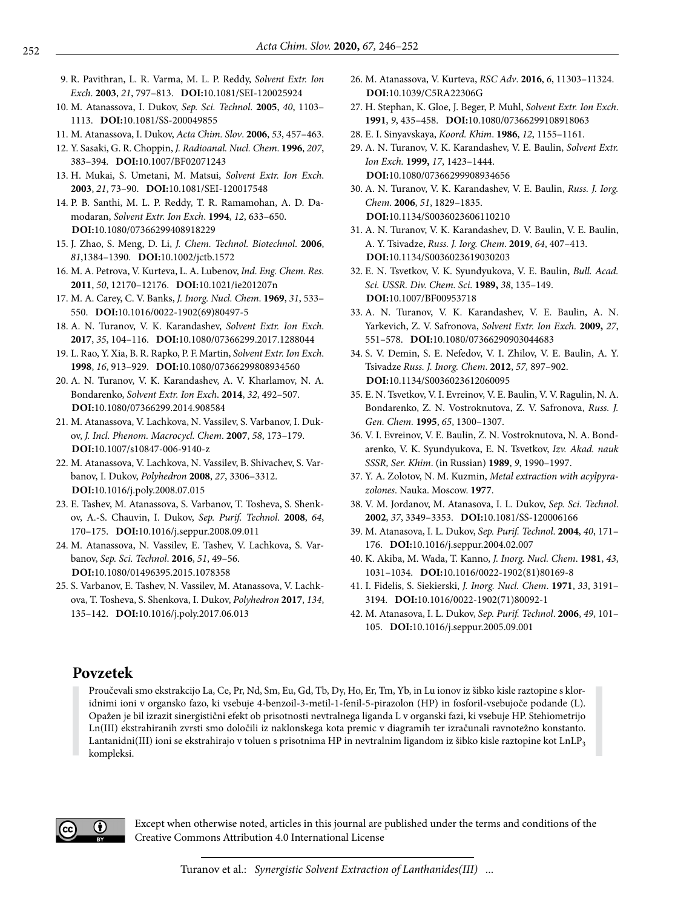9. R. Pavithran, L. R. Varma, M. L. P. Reddy, *Solvent Extr. Ion Exch.* **2003**, *21*, 797–813. **DOI:**10.1081/SEI-120025924
10. M. Atanassova, I. Dukov, *Sep. Sci. Technol.* **2005**, *40*, 1103–1113. **DOI:**10.1081/SS-200049855
11. M. Atanassova, I. Dukov, *Acta Chim. Slov*. **2006**, *53*, 457–463.
12. Y. Sasaki, G. R. Choppin, *J. Radioanal. Nucl. Chem*. **1996**, *207*, 383–394. **DOI:**10.1007/BF02071243
13. H. Mukai, S. Umetani, M. Matsui, *Solvent Extr. Ion Exch*. **2003**, *21*, 73–90. **DOI:**10.1081/SEI-120017548
14. P. B. Santhi, M. L. P. Reddy, T. R. Ramamohan, A. D. Damodaran, *Solvent Extr. Ion Exch*. **1994**, *12*, 633–650. **DOI:**10.1080/07366299408918229
15. J. Zhao, S. Meng, D. Li, *J. Chem. Technol. Biotechnol*. **2006**, *81*,1384–1390. **DOI:**10.1002/jctb.1572
16. M. A. Petrova, V. Kurteva, L. A. Lubenov, *Ind. Eng. Chem. Res*. **2011**, *50*, 12170–12176. **DOI:**10.1021/ie201207n
17. M. A. Carey, C. V. Banks, *J. Inorg. Nucl. Chem*. **1969**, *31*, 533–550. **DOI:**10.1016/0022-1902(69)80497-5
18. A. N. Turanov, V. K. Karandashev, *Solvent Extr. Ion Exch*. **2017**, *35*, 104–116. **DOI:**10.1080/07366299.2017.1288044
19. L. Rao, Y. Xia, B. R. Rapko, P. F. Martin, *Solvent Extr. Ion Exch*. **1998**, *16*, 913–929. **DOI:**10.1080/07366299808934560
20. A. N. Turanov, V. K. Karandashev, A. V. Kharlamov, N. A. Bondarenko, *Solvent Extr. Ion Exch*. **2014**, *32*, 492–507. **DOI:**10.1080/07366299.2014.908584
21. M. Atanassova, V. Lachkova, N. Vassilev, S. Varbanov, I. Dukov, *J. Incl. Phenom. Macrocycl. Chem*. **2007**, *58*, 173–179. **DOI:**10.1007/s10847-006-9140-z
22. M. Atanassova, V. Lachkova, N. Vassilev, B. Shivachev, S. Varbanov, I. Dukov, *Polyhedron* **2008**, *27*, 3306–3312. **DOI:**10.1016/j.poly.2008.07.015
23. E. Tashev, M. Atanassova, S. Varbanov, T. Tosheva, S. Shenkov, A.-S. Chauvin, I. Dukov, *Sep. Purif. Technol*. **2008**, *64*, 170–175. **DOI:**10.1016/j.seppur.2008.09.011
24. M. Atanassova, N. Vassilev, E. Tashev, V. Lachkova, S. Varbanov, *Sep. Sci. Technol*. **2016**, *51*, 49–56. **DOI:**10.1080/01496395.2015.1078358
25. S. Varbanov, E. Tashev, N. Vassilev, M. Atanassova, V. Lachkova, T. Tosheva, S. Shenkova, I. Dukov, *Polyhedron* **2017**, *134*, 135–142. **DOI:**10.1016/j.poly.2017.06.013
26. M. Atanassova, V. Kurteva, *RSC Adv*. **2016**, *6*, 11303–11324. **DOI:**10.1039/C5RA22306G
27. H. Stephan, K. Gloe, J. Beger, P. Muhl, *Solvent Extr. Ion Exch*. **1991**, *9*, 435–458. **DOI:**10.1080/07366299108918063
28. E. I. Sinyavskaya, *Koord. Khim*. **1986**, *12*, 1155–1161.
29. A. N. Turanov, V. K. Karandashev, V. E. Baulin, *Solvent Extr. Ion Exch.* **1999,** *17*, 1423–1444. **DOI:**10.1080/07366299908934656
30. A. N. Turanov, V. K. Karandashev, V. E. Baulin, *Russ. J. Iorg. Chem*. **2006**, *51*, 1829–1835. **DOI:**10.1134/S0036023606110210
31. A. N. Turanov, V. K. Karandashev, D. V. Baulin, V. E. Baulin, A. Y. Tsivadze, *Russ. J. Iorg. Chem*. **2019**, *64*, 407–413. **DOI:**10.1134/S0036023619030203
32. E. N. Tsvetkov, V. K. Syundyukova, V. E. Baulin, *Bull. Acad. Sci. USSR. Div. Chem. Sci.* **1989,** *38*, 135–149. **DOI:**10.1007/BF00953718
33. A. N. Turanov, V. K. Karandashev, V. E. Baulin, A. N. Yarkevich, Z. V. Safronova, *Solvent Extr. Ion Exch.* **2009,** *27*, 551–578. **DOI:**10.1080/07366290903044683
34. S. V. Demin, S. E. Nefedov, V. I. Zhilov, V. E. Baulin, A. Y. Tsivadze *Russ. J. Inorg. Chem*. **2012**, *57,* 897–902. **DOI:**10.1134/S0036023612060095
35. E. N. Tsvetkov, V. I. Evreinov, V. E. Baulin, V. V. Ragulin, N. A. Bondarenko, Z. N. Vostroknutova, Z. V. Safronova, *Russ. J. Gen. Chem.* **1995**, *65*, 1300–1307.
36. V. I. Evreinov, V. E. Baulin, Z. N. Vostroknutova, N. A. Bondarenko, V. K. Syundyukova, E. N. Tsvetkov, *Izv. Akad. nauk SSSR, Ser. Khim*. (in Russian) **1989**, *9*, 1990–1997.
37. Y. A. Zolotov, N. M. Kuzmin, *Metal extraction with acylpyrazolones*. Nauka. Moscow. **1977**.
38. V. M. Jordanov, M. Atanasova, I. L. Dukov, *Sep. Sci. Technol*. **2002**, *37*, 3349–3353. **DOI:**10.1081/SS-120006166
39. M. Atanasova, I. L. Dukov, *Sep. Purif. Technol*. **2004**, *40*, 171–176. **DOI:**10.1016/j.seppur.2004.02.007
40. K. Akiba, M. Wada, T. Kanno, *J. Inorg. Nucl. Chem*. **1981**, *43*, 1031–1034. **DOI:**10.1016/0022-1902(81)80169-8
41. I. Fidelis, S. Siekierski, *J. Inorg. Nucl. Chem*. **1971**, *33*, 3191–3194. **DOI:**10.1016/0022-1902(71)80092-1
42. M. Atanasova, I. L. Dukov, *Sep. Purif. Technol*. **2006**, *49*, 101–105. **DOI:**10.1016/j.seppur.2005.09.001

## Povzetek

Proučevali smo ekstrakcijo La, Ce, Pr, Nd, Sm, Eu, Gd, Tb, Dy, Ho, Er, Tm, Yb, in Lu ionov iz šibko kisle raztopine s kloridnimi ioni v organsko fazo, ki vsebuje 4-benzoil-3-metil-1-fenil-5-pirazolon (HP) in fosforil-vsebujoče podande (L). Opažen je bil izrazit sinergistični efekt ob prisotnosti nevtralnega liganda L v organski fazi, ki vsebuje HP. Stehiometrijo Ln(III) ekstrahiranih zvrsti smo določili iz naklonskega kota premic v diagramih ter izračunali ravnotežno konstanto. Lantanidni(III) ioni se ekstrahirajo v toluen s prisotnima HP in nevtralnim ligandom iz šibko kisle raztopine kot $LnLP_3$ kompleksi.

Except when otherwise noted, articles in this journal are published under the terms and conditions of the Creative Commons Attribution 4.0 International License